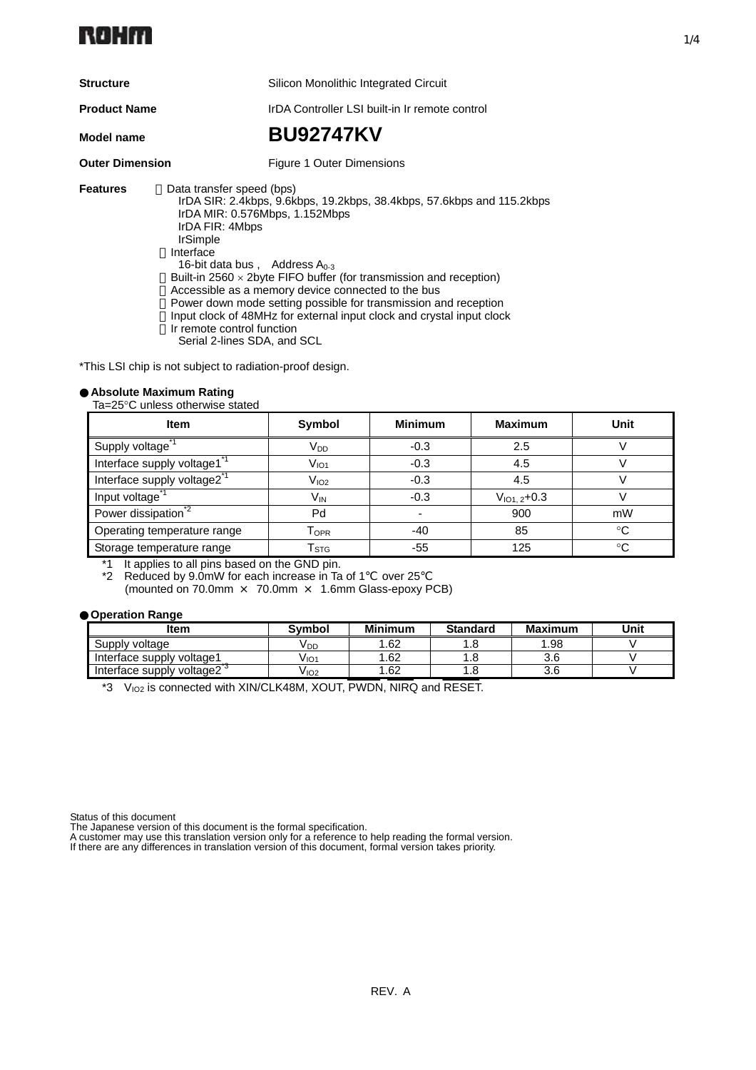| | |
|---|---|
| **Structure** | Silicon Monolithic Integrated Circuit |
| **Product Name** | IrDA Controller LSI built-in Ir remote control |
| **Model name** | **BU92747KV** |
| **Outer Dimension** | Figure 1 Outer Dimensions |

**Features**

- Data transfer speed (bps)
  - IrDA SIR: 2.4kbps, 9.6kbps, 19.2kbps, 38.4kbps, 57.6kbps and 115.2kbps
  - IrDA MIR: 0.576Mbps, 1.152Mbps
  - IrDA FIR: 4Mbps
  - IrSimple
- Interface
  - 16-bit data bus , Address $A_{0\text{-}3}$
- Built-in 2560 × 2byte FIFO buffer (for transmission and reception)
- Accessible as a memory device connected to the bus
- Power down mode setting possible for transmission and reception
- Input clock of 48MHz for external input clock and crystal input clock
- Ir remote control function
  - Serial 2-lines SDA, and SCL

*This LSI chip is not subject to radiation-proof design.

## ● Absolute Maximum Rating

Ta=25°C unless otherwise stated

| Item | Symbol | Minimum | Maximum | Unit |
|---|---|---|---|---|
| Supply voltage*1 | $V_{DD}$ | -0.3 | 2.5 | V |
| Interface supply voltage1*1 | $V_{IO1}$ | -0.3 | 4.5 | V |
| Interface supply voltage2*1 | $V_{IO2}$ | -0.3 | 4.5 | V |
| Input voltage*1 | $V_{IN}$ | -0.3 | $V_{IO1,2}$+0.3 | V |
| Power dissipation*2 | Pd | - | 900 | mW |
| Operating temperature range | $T_{OPR}$ | -40 | 85 | °C |
| Storage temperature range | $T_{STG}$ | -55 | 125 | °C |

*1 It applies to all pins based on the GND pin.
*2 Reduced by 9.0mW for each increase in Ta of 1℃ over 25℃
(mounted on 70.0mm × 70.0mm × 1.6mm Glass-epoxy PCB)

## ● Operation Range

| Item | Symbol | Minimum | Standard | Maximum | Unit |
|---|---|---|---|---|---|
| Supply voltage | $V_{DD}$ | 1.62 | 1.8 | 1.98 | V |
| Interface supply voltage1 | $V_{IO1}$ | 1.62 | 1.8 | 3.6 | V |
| Interface supply voltage2*3 | $V_{IO2}$ | 1.62 | 1.8 | 3.6 | V |

*3 $V_{IO2}$ is connected with XIN/CLK48M, XOUT, PWDN, NIRQ and RESET.

Status of this document
The Japanese version of this document is the formal specification.
A customer may use this translation version only for a reference to help reading the formal version.
If there are any differences in translation version of this document, formal version takes priority.

REV. A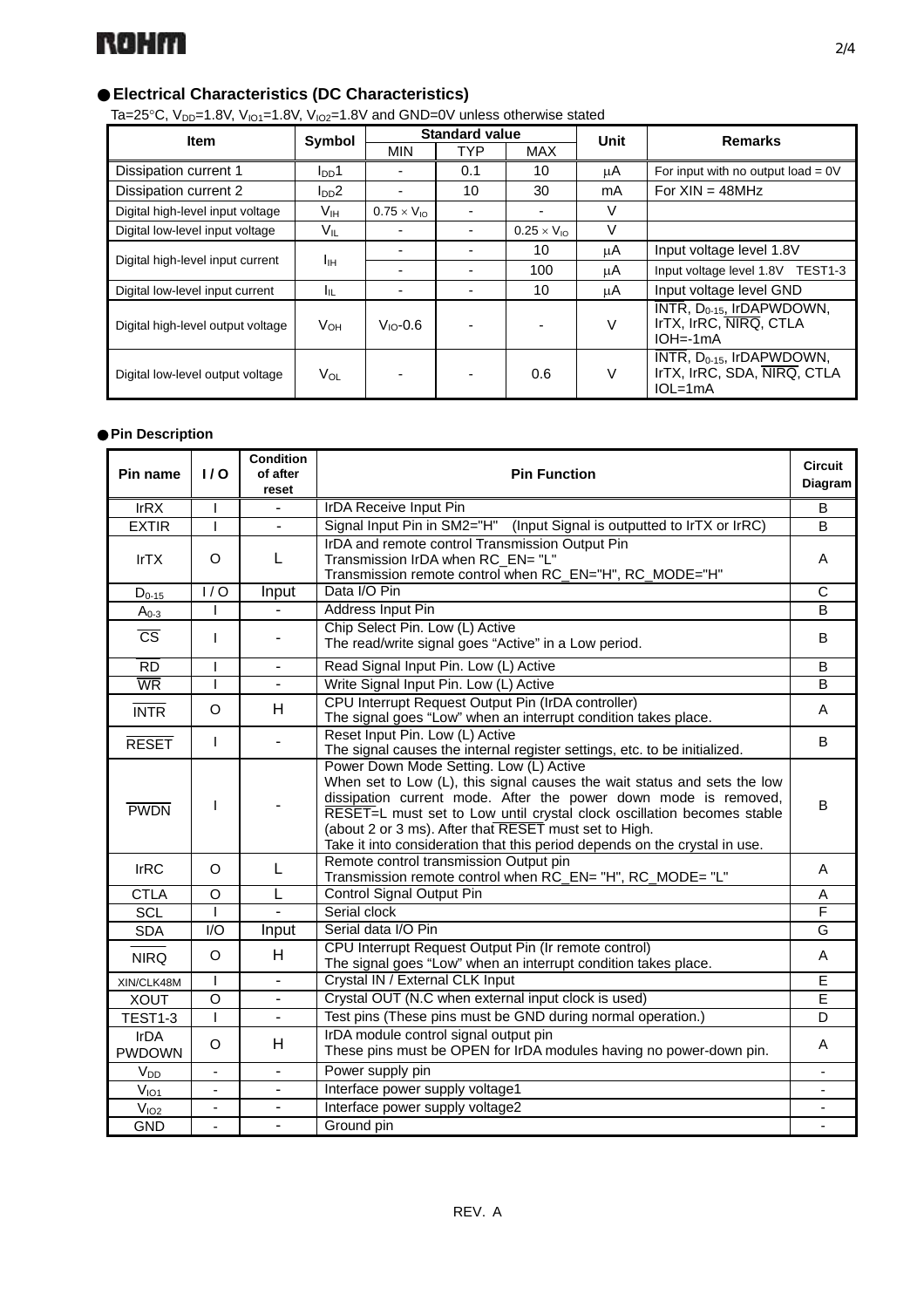## ● Electrical Characteristics (DC Characteristics)

Ta=25°C, $V_{DD}$=1.8V, $V_{IO1}$=1.8V, $V_{IO2}$=1.8V and GND=0V unless otherwise stated

| Item | Symbol | Standard value | | | Unit | Remarks |
|---|---|---|---|---|---|---|
| | | MIN | TYP | MAX | | |
| Dissipation current 1 | $I_{DD}1$ | - | 0.1 | 10 | μA | For input with no output load = 0V |
| Dissipation current 2 | $I_{DD}2$ | - | 10 | 30 | mA | For XIN = 48MHz |
| Digital high-level input voltage | $V_{IH}$ | $0.75 \times V_{IO}$ | - | - | V | |
| Digital low-level input voltage | $V_{IL}$ | - | - | $0.25 \times V_{IO}$ | V | |
| Digital high-level input current | $I_{IH}$ | - | - | 10 | μA | Input voltage level 1.8V |
| | | - | - | 100 | μA | Input voltage level 1.8V TEST1-3 |
| Digital low-level input current | $I_{IL}$ | - | - | 10 | μA | Input voltage level GND |
| Digital high-level output voltage | $V_{OH}$ | $V_{IO}$-0.6 | - | - | V | $\overline{\text{INTR}}$, $D_{0\text{-}15}$, IrDAPWDOWN, IrTX, IrRC, $\overline{\text{NIRQ}}$, CTLA IOH=-1mA |
| Digital low-level output voltage | $V_{OL}$ | - | - | 0.6 | V | $\overline{\text{INTR}}$, $D_{0\text{-}15}$, IrDAPWDOWN, IrTX, IrRC, SDA, $\overline{\text{NIRQ}}$, CTLA IOL=1mA |

## ● Pin Description

| Pin name | I / O | Condition of after reset | Pin Function | Circuit Diagram |
|---|---|---|---|---|
| IrRX | I | - | IrDA Receive Input Pin | B |
| EXTIR | I | - | Signal Input Pin in SM2="H" (Input Signal is outputted to IrTX or IrRC) | B |
| IrTX | O | L | IrDA and remote control Transmission Output Pin<br>Transmission IrDA when RC_EN= "L"<br>Transmission remote control when RC_EN="H", RC_MODE="H" | A |
| $D_{0\text{-}15}$ | I / O | Input | Data I/O Pin | C |
| $A_{0\text{-}3}$ | I | - | Address Input Pin | B |
| $\overline{\text{CS}}$ | I | - | Chip Select Pin. Low (L) Active<br>The read/write signal goes "Active" in a Low period. | B |
| $\overline{\text{RD}}$ | I | - | Read Signal Input Pin. Low (L) Active | B |
| $\overline{\text{WR}}$ | I | - | Write Signal Input Pin. Low (L) Active | B |
| $\overline{\text{INTR}}$ | O | H | CPU Interrupt Request Output Pin (IrDA controller)<br>The signal goes "Low" when an interrupt condition takes place. | A |
| $\overline{\text{RESET}}$ | I | - | Reset Input Pin. Low (L) Active<br>The signal causes the internal register settings, etc. to be initialized. | B |
| $\overline{\text{PWDN}}$ | I | - | Power Down Mode Setting. Low (L) Active<br>When set to Low (L), this signal causes the wait status and sets the low dissipation current mode. After the power down mode is removed, $\overline{\text{RESET}}$=L must set to Low until crystal clock oscillation becomes stable (about 2 or 3 ms). After that $\overline{\text{RESET}}$ must set to High.<br>Take it into consideration that this period depends on the crystal in use. | B |
| IrRC | O | L | Remote control transmission Output pin<br>Transmission remote control when RC_EN= "H", RC_MODE= "L" | A |
| CTLA | O | L | Control Signal Output Pin | A |
| SCL | I | - | Serial clock | F |
| SDA | I/O | Input | Serial data I/O Pin | G |
| $\overline{\text{NIRQ}}$ | O | H | CPU Interrupt Request Output Pin (Ir remote control)<br>The signal goes "Low" when an interrupt condition takes place. | A |
| XIN/CLK48M | I | - | Crystal IN / External CLK Input | E |
| XOUT | O | - | Crystal OUT (N.C when external input clock is used) | E |
| TEST1-3 | I | - | Test pins (These pins must be GND during normal operation.) | D |
| IrDA PWDOWN | O | H | IrDA module control signal output pin<br>These pins must be OPEN for IrDA modules having no power-down pin. | A |
| $V_{DD}$ | - | - | Power supply pin | - |
| $V_{IO1}$ | - | - | Interface power supply voltage1 | - |
| $V_{IO2}$ | - | - | Interface power supply voltage2 | - |
| GND | - | - | Ground pin | - |

REV. A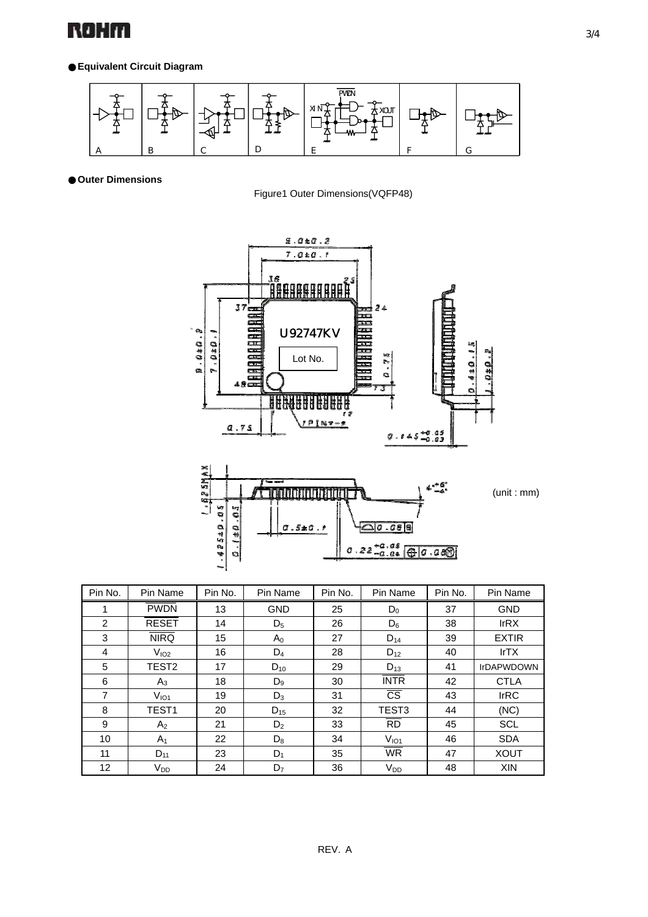● **Equivalent Circuit Diagram**

A B C D E F G

● **Outer Dimensions**

Figure1 Outer Dimensions(VQFP48)

(unit : mm)

| Pin No. | Pin Name | Pin No. | Pin Name | Pin No. | Pin Name | Pin No. | Pin Name |
|---|---|---|---|---|---|---|---|
| 1 | $\overline{PWDN}$ | 13 | GND | 25 | $D_0$ | 37 | GND |
| 2 | $\overline{RESET}$ | 14 | $D_5$ | 26 | $D_6$ | 38 | IrRX |
| 3 | $\overline{NIRQ}$ | 15 | $A_0$ | 27 | $D_{14}$ | 39 | EXTIR |
| 4 | $V_{IO2}$ | 16 | $D_4$ | 28 | $D_{12}$ | 40 | IrTX |
| 5 | TEST2 | 17 | $D_{10}$ | 29 | $D_{13}$ | 41 | IrDAPWDOWN |
| 6 | $A_3$ | 18 | $D_9$ | 30 | $\overline{INTR}$ | 42 | CTLA |
| 7 | $V_{IO1}$ | 19 | $D_3$ | 31 | $\overline{CS}$ | 43 | IrRC |
| 8 | TEST1 | 20 | $D_{15}$ | 32 | TEST3 | 44 | (NC) |
| 9 | $A_2$ | 21 | $D_2$ | 33 | $\overline{RD}$ | 45 | SCL |
| 10 | $A_1$ | 22 | $D_8$ | 34 | $V_{IO1}$ | 46 | SDA |
| 11 | $D_{11}$ | 23 | $D_1$ | 35 | $\overline{WR}$ | 47 | XOUT |
| 12 | $V_{DD}$ | 24 | $D_7$ | 36 | $V_{DD}$ | 48 | XIN |

REV. A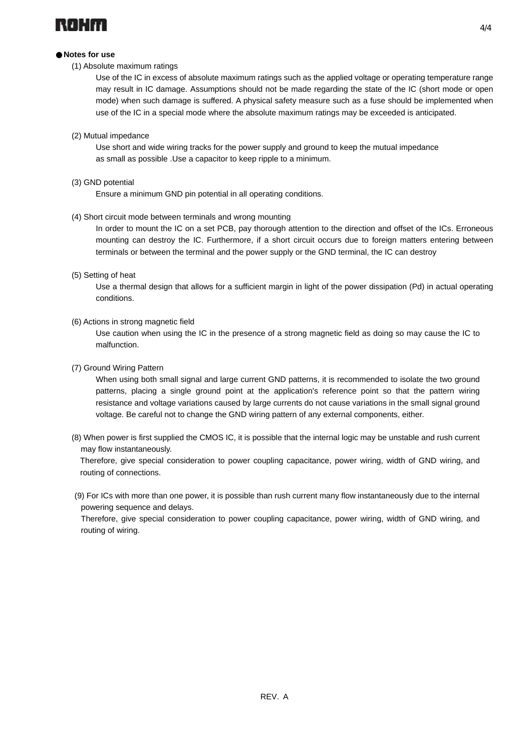## ● Notes for use

(1) Absolute maximum ratings

Use of the IC in excess of absolute maximum ratings such as the applied voltage or operating temperature range may result in IC damage. Assumptions should not be made regarding the state of the IC (short mode or open mode) when such damage is suffered. A physical safety measure such as a fuse should be implemented when use of the IC in a special mode where the absolute maximum ratings may be exceeded is anticipated.

(2) Mutual impedance

Use short and wide wiring tracks for the power supply and ground to keep the mutual impedance as small as possible .Use a capacitor to keep ripple to a minimum.

(3) GND potential

Ensure a minimum GND pin potential in all operating conditions.

(4) Short circuit mode between terminals and wrong mounting

In order to mount the IC on a set PCB, pay thorough attention to the direction and offset of the ICs. Erroneous mounting can destroy the IC. Furthermore, if a short circuit occurs due to foreign matters entering between terminals or between the terminal and the power supply or the GND terminal, the IC can destroy

(5) Setting of heat

Use a thermal design that allows for a sufficient margin in light of the power dissipation (Pd) in actual operating conditions.

(6) Actions in strong magnetic field

Use caution when using the IC in the presence of a strong magnetic field as doing so may cause the IC to malfunction.

(7) Ground Wiring Pattern

When using both small signal and large current GND patterns, it is recommended to isolate the two ground patterns, placing a single ground point at the application's reference point so that the pattern wiring resistance and voltage variations caused by large currents do not cause variations in the small signal ground voltage. Be careful not to change the GND wiring pattern of any external components, either.

(8) When power is first supplied the CMOS IC, it is possible that the internal logic may be unstable and rush current may flow instantaneously.
Therefore, give special consideration to power coupling capacitance, power wiring, width of GND wiring, and routing of connections.

(9) For ICs with more than one power, it is possible than rush current many flow instantaneously due to the internal powering sequence and delays.
Therefore, give special consideration to power coupling capacitance, power wiring, width of GND wiring, and routing of wiring.

REV. A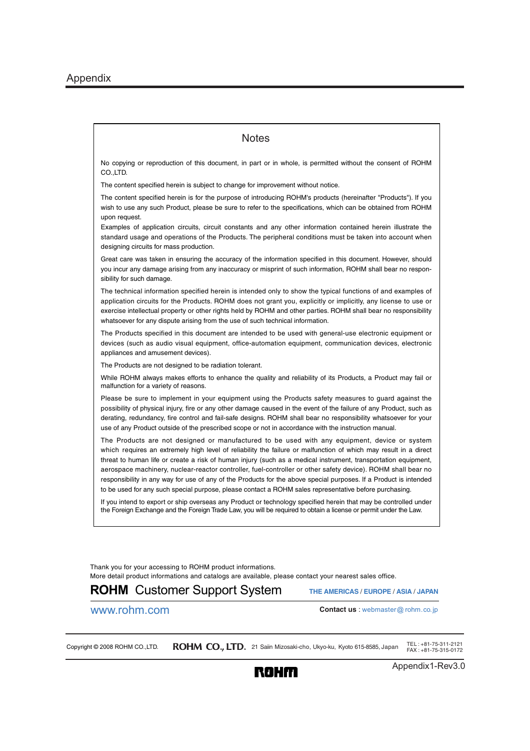# Appendix

## Notes

No copying or reproduction of this document, in part or in whole, is permitted without the consent of ROHM CO.,LTD.

The content specified herein is subject to change for improvement without notice.

The content specified herein is for the purpose of introducing ROHM's products (hereinafter "Products"). If you wish to use any such Product, please be sure to refer to the specifications, which can be obtained from ROHM upon request.

Examples of application circuits, circuit constants and any other information contained herein illustrate the standard usage and operations of the Products. The peripheral conditions must be taken into account when designing circuits for mass production.

Great care was taken in ensuring the accuracy of the information specified in this document. However, should you incur any damage arising from any inaccuracy or misprint of such information, ROHM shall bear no responsibility for such damage.

The technical information specified herein is intended only to show the typical functions of and examples of application circuits for the Products. ROHM does not grant you, explicitly or implicitly, any license to use or exercise intellectual property or other rights held by ROHM and other parties. ROHM shall bear no responsibility whatsoever for any dispute arising from the use of such technical information.

The Products specified in this document are intended to be used with general-use electronic equipment or devices (such as audio visual equipment, office-automation equipment, communication devices, electronic appliances and amusement devices).

The Products are not designed to be radiation tolerant.

While ROHM always makes efforts to enhance the quality and reliability of its Products, a Product may fail or malfunction for a variety of reasons.

Please be sure to implement in your equipment using the Products safety measures to guard against the possibility of physical injury, fire or any other damage caused in the event of the failure of any Product, such as derating, redundancy, fire control and fail-safe designs. ROHM shall bear no responsibility whatsoever for your use of any Product outside of the prescribed scope or not in accordance with the instruction manual.

The Products are not designed or manufactured to be used with any equipment, device or system which requires an extremely high level of reliability the failure or malfunction of which may result in a direct threat to human life or create a risk of human injury (such as a medical instrument, transportation equipment, aerospace machinery, nuclear-reactor controller, fuel-controller or other safety device). ROHM shall bear no responsibility in any way for use of any of the Products for the above special purposes. If a Product is intended to be used for any such special purpose, please contact a ROHM sales representative before purchasing.

If you intend to export or ship overseas any Product or technology specified herein that may be controlled under the Foreign Exchange and the Foreign Trade Law, you will be required to obtain a license or permit under the Law.

Thank you for your accessing to ROHM product informations.
More detail product informations and catalogs are available, please contact your nearest sales office.

**ROHM** Customer Support System

THE AMERICAS / EUROPE / ASIA / JAPAN

www.rohm.com

**Contact us** : webmaster@rohm.co.jp

Copyright © 2008 ROHM CO.,LTD. **ROHM CO., LTD.** 21 Saiin Mizosaki-cho, Ukyo-ku, Kyoto 615-8585, Japan TEL : +81-75-311-2121 FAX : +81-75-315-0172

Appendix1-Rev3.0